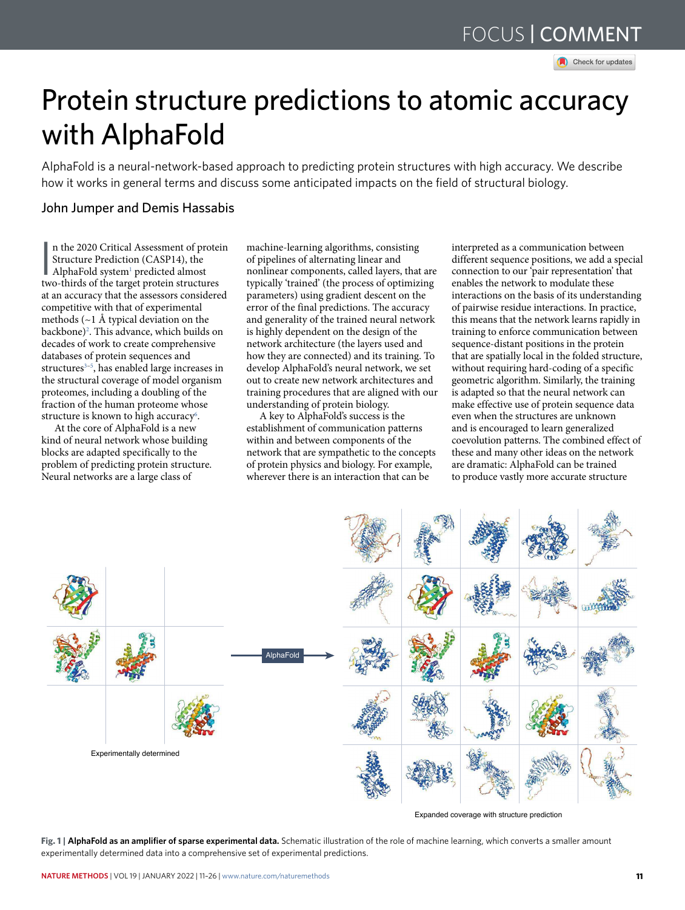# Protein structure predictions to atomic accuracy with AlphaFold

AlphaFold is a neural-network-based approach to predicting protein structures with high accuracy. We describe how it works in general terms and discuss some anticipated impacts on the field of structural biology.

John Jumper and Demis Hassabis

In the 2020 Critical Assessment of protein Structure Prediction (CASP14), the AlphaFold system[1] predicted almost two-thirds of the target protein structures at an accuracy that the assessors considered competitive with that of experimental methods (~1 Å typical deviation on the backbone)[2]. This advance, which builds on decades of work to create comprehensive databases of protein sequences and structures[3–5], has enabled large increases in the structural coverage of model organism proteomes, including a doubling of the fraction of the human proteome whose structure is known to high accuracy[6].

At the core of AlphaFold is a new kind of neural network whose building blocks are adapted specifically to the problem of predicting protein structure. Neural networks are a large class of machine-learning algorithms, consisting of pipelines of alternating linear and nonlinear components, called layers, that are typically 'trained' (the process of optimizing parameters) using gradient descent on the error of the final predictions. The accuracy and generality of the trained neural network is highly dependent on the design of the network architecture (the layers used and how they are connected) and its training. To develop AlphaFold's neural network, we set out to create new network architectures and training procedures that are aligned with our understanding of protein biology.

A key to AlphaFold's success is the establishment of communication patterns within and between components of the network that are sympathetic to the concepts of protein physics and biology. For example, wherever there is an interaction that can be interpreted as a communication between different sequence positions, we add a special connection to our 'pair representation' that enables the network to modulate these interactions on the basis of its understanding of pairwise residue interactions. In practice, this means that the network learns rapidly in training to enforce communication between sequence-distant positions in the protein that are spatially local in the folded structure, without requiring hard-coding of a specific geometric algorithm. Similarly, the training is adapted so that the neural network can make effective use of protein sequence data even when the structures are unknown and is encouraged to learn generalized coevolution patterns. The combined effect of these and many other ideas on the network are dramatic: AlphaFold can be trained to produce vastly more accurate structure

**Fig. 1 | AlphaFold as an amplifier of sparse experimental data.** Schematic illustration of the role of machine learning, which converts a smaller amount experimentally determined data into a comprehensive set of experimental predictions.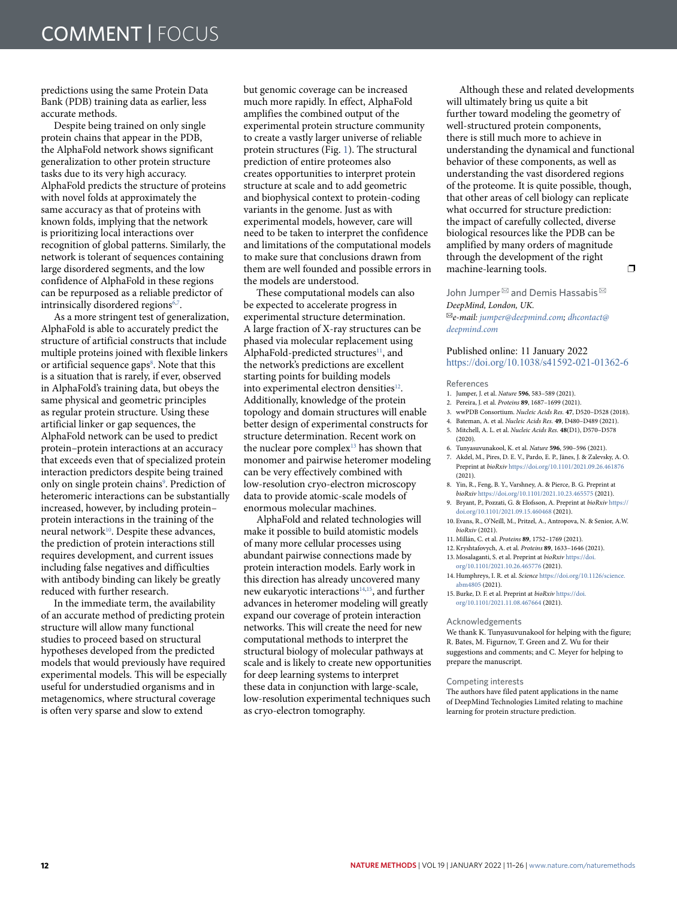predictions using the same Protein Data Bank (PDB) training data as earlier, less accurate methods.

Despite being trained on only single protein chains that appear in the PDB, the AlphaFold network shows significant generalization to other protein structure tasks due to its very high accuracy. AlphaFold predicts the structure of proteins with novel folds at approximately the same accuracy as that of proteins with known folds, implying that the network is prioritizing local interactions over recognition of global patterns. Similarly, the network is tolerant of sequences containing large disordered segments, and the low confidence of AlphaFold in these regions can be repurposed as a reliable predictor of intrinsically disordered regions[6,7].

As a more stringent test of generalization, AlphaFold is able to accurately predict the structure of artificial constructs that include multiple proteins joined with flexible linkers or artificial sequence gaps[8]. Note that this is a situation that is rarely, if ever, observed in AlphaFold's training data, but obeys the same physical and geometric principles as regular protein structure. Using these artificial linker or gap sequences, the AlphaFold network can be used to predict protein–protein interactions at an accuracy that exceeds even that of specialized protein interaction predictors despite being trained only on single protein chains[9]. Prediction of heteromeric interactions can be substantially increased, however, by including protein–protein interactions in the training of the neural network[10]. Despite these advances, the prediction of protein interactions still requires development, and current issues including false negatives and difficulties with antibody binding can likely be greatly reduced with further research.

In the immediate term, the availability of an accurate method of predicting protein structure will allow many functional studies to proceed based on structural hypotheses developed from the predicted models that would previously have required experimental models. This will be especially useful for understudied organisms and in metagenomics, where structural coverage is often very sparse and slow to extend but genomic coverage can be increased much more rapidly. In effect, AlphaFold amplifies the combined output of the experimental protein structure community to create a vastly larger universe of reliable protein structures (Fig. 1). The structural prediction of entire proteomes also creates opportunities to interpret protein structure at scale and to add geometric and biophysical context to protein-coding variants in the genome. Just as with experimental models, however, care will need to be taken to interpret the confidence and limitations of the computational models to make sure that conclusions drawn from them are well founded and possible errors in the models are understood.

These computational models can also be expected to accelerate progress in experimental structure determination. A large fraction of X-ray structures can be phased via molecular replacement using AlphaFold-predicted structures[11], and the network's predictions are excellent starting points for building models into experimental electron densities[12]. Additionally, knowledge of the protein topology and domain structures will enable better design of experimental constructs for structure determination. Recent work on the nuclear pore complex[13] has shown that monomer and pairwise heteromer modeling can be very effectively combined with low-resolution cryo-electron microscopy data to provide atomic-scale models of enormous molecular machines.

AlphaFold and related technologies will make it possible to build atomistic models of many more cellular processes using abundant pairwise connections made by protein interaction models. Early work in this direction has already uncovered many new eukaryotic interactions[14,15], and further advances in heteromer modeling will greatly expand our coverage of protein interaction networks. This will create the need for new computational methods to interpret the structural biology of molecular pathways at scale and is likely to create new opportunities for deep learning systems to interpret these data in conjunction with large-scale, low-resolution experimental techniques such as cryo-electron tomography.

Although these and related developments will ultimately bring us quite a bit further toward modeling the geometry of well-structured protein components, there is still much more to achieve in understanding the dynamical and functional behavior of these components, as well as understanding the vast disordered regions of the proteome. It is quite possible, though, that other areas of cell biology can replicate what occurred for structure prediction: the impact of carefully collected, diverse biological resources like the PDB can be amplified by many orders of magnitude through the development of the right machine-learning tools. ❒

John Jumper ✉ and Demis Hassabis ✉
*DeepMind, London, UK.*
✉*e-mail: jumper@deepmind.com; dhcontact@deepmind.com*

Published online: 11 January 2022
https://doi.org/10.1038/s41592-021-01362-6

### References

1. Jumper, J. et al. *Nature* **596**, 583–589 (2021).
2. Pereira, J. et al. *Proteins* **89**, 1687–1699 (2021).
3. wwPDB Consortium. *Nucleic Acids Res.* **47**, D520–D528 (2018).
4. Bateman, A. et al. *Nucleic Acids Res.* **49**, D480–D489 (2021).
5. Mitchell, A. L. et al. *Nucleic Acids Res.* **48**(D1), D570–D578 (2020).
6. Tunyasuvunakool, K. et al. *Nature* **596**, 590–596 (2021).
7. Akdel, M., Pires, D. E. V., Pardo, E. P., Jänes, J. & Zalevsky, A. O. Preprint at *bioRxiv* https://doi.org/10.1101/2021.09.26.461876 (2021).
8. Yin, R., Feng, B. Y., Varshney, A. & Pierce, B. G. Preprint at *bioRxiv* https://doi.org/10.1101/2021.10.23.465575 (2021).
9. Bryant, P., Pozzati, G. & Elofsson, A. Preprint at *bioRxiv* https://doi.org/10.1101/2021.09.15.460468 (2021).
10. Evans, R., O'Neill, M., Pritzel, A., Antropova, N. & Senior, A.W. *bioRxiv* (2021).
11. Millán, C. et al. *Proteins* **89**, 1752–1769 (2021).
12. Kryshtafovych, A. et al. *Proteins* **89**, 1633–1646 (2021).
13. Mosalaganti, S. et al. Preprint at *bioRxiv* https://doi.org/10.1101/2021.10.26.465776 (2021).
14. Humphreys, I. R. et al. *Science* https://doi.org/10.1126/science.abm4805 (2021).
15. Burke, D. F. et al. Preprint at *bioRxiv* https://doi.org/10.1101/2021.11.08.467664 (2021).

### Acknowledgements

We thank K. Tunyasuvunakool for helping with the figure; R. Bates, M. Figurnov, T. Green and Z. Wu for their suggestions and comments; and C. Meyer for helping to prepare the manuscript.

### Competing interests

The authors have filed patent applications in the name of DeepMind Technologies Limited relating to machine learning for protein structure prediction.